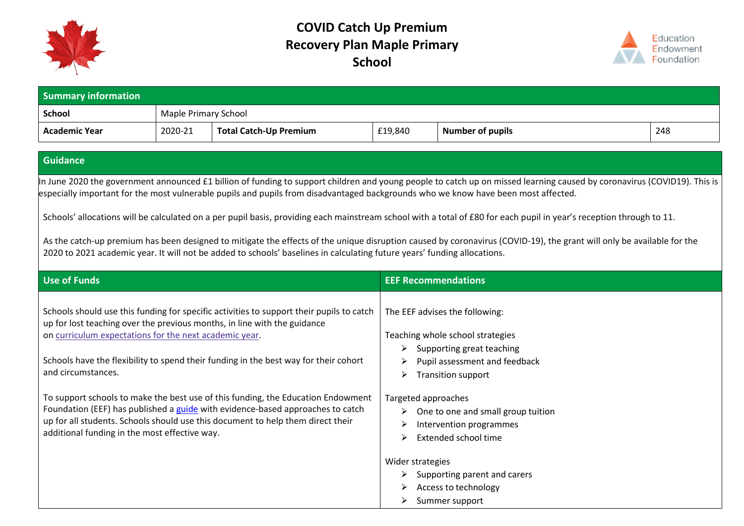# COVID Catch Up Premium Recovery Plan Maple Primary School

| Summary information | | | | | |
|---|---|---|---|---|---|
| **School** | Maple Primary School | | | | |
| **Academic Year** | 2020-21 | **Total Catch-Up Premium** | £19,840 | **Number of pupils** | 248 |

## Guidance

In June 2020 the government announced £1 billion of funding to support children and young people to catch up on missed learning caused by coronavirus (COVID19). This is especially important for the most vulnerable pupils and pupils from disadvantaged backgrounds who we know have been most affected.

Schools' allocations will be calculated on a per pupil basis, providing each mainstream school with a total of £80 for each pupil in year's reception through to 11.

As the catch-up premium has been designed to mitigate the effects of the unique disruption caused by coronavirus (COVID-19), the grant will only be available for the 2020 to 2021 academic year. It will not be added to schools' baselines in calculating future years' funding allocations.

## Use of Funds

Schools should use this funding for specific activities to support their pupils to catch up for lost teaching over the previous months, in line with the guidance on curriculum expectations for the next academic year.

Schools have the flexibility to spend their funding in the best way for their cohort and circumstances.

To support schools to make the best use of this funding, the Education Endowment Foundation (EEF) has published a guide with evidence-based approaches to catch up for all students. Schools should use this document to help them direct their additional funding in the most effective way.

## EEF Recommendations

The EEF advises the following:

Teaching whole school strategies
- Supporting great teaching
- Pupil assessment and feedback
- Transition support

Targeted approaches
- One to one and small group tuition
- Intervention programmes
- Extended school time

Wider strategies
- Supporting parent and carers
- Access to technology
- Summer support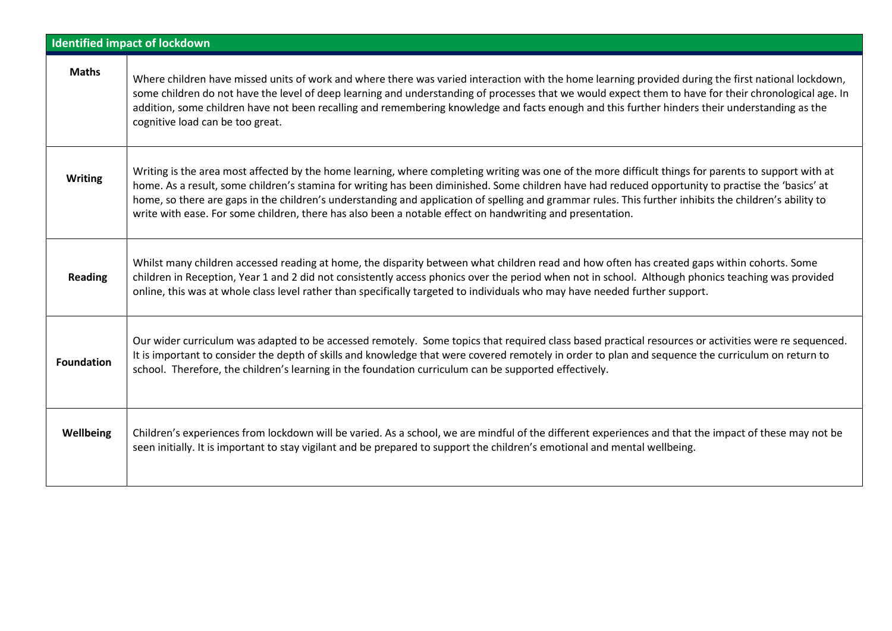| Identified impact of lockdown | |
|---|---|
| **Maths** | Where children have missed units of work and where there was varied interaction with the home learning provided during the first national lockdown, some children do not have the level of deep learning and understanding of processes that we would expect them to have for their chronological age. In addition, some children have not been recalling and remembering knowledge and facts enough and this further hinders their understanding as the cognitive load can be too great. |
| **Writing** | Writing is the area most affected by the home learning, where completing writing was one of the more difficult things for parents to support with at home. As a result, some children's stamina for writing has been diminished. Some children have had reduced opportunity to practise the 'basics' at home, so there are gaps in the children's understanding and application of spelling and grammar rules. This further inhibits the children's ability to write with ease. For some children, there has also been a notable effect on handwriting and presentation. |
| **Reading** | Whilst many children accessed reading at home, the disparity between what children read and how often has created gaps within cohorts. Some children in Reception, Year 1 and 2 did not consistently access phonics over the period when not in school. Although phonics teaching was provided online, this was at whole class level rather than specifically targeted to individuals who may have needed further support. |
| **Foundation** | Our wider curriculum was adapted to be accessed remotely. Some topics that required class based practical resources or activities were re sequenced. It is important to consider the depth of skills and knowledge that were covered remotely in order to plan and sequence the curriculum on return to school. Therefore, the children's learning in the foundation curriculum can be supported effectively. |
| **Wellbeing** | Children's experiences from lockdown will be varied. As a school, we are mindful of the different experiences and that the impact of these may not be seen initially. It is important to stay vigilant and be prepared to support the children's emotional and mental wellbeing. |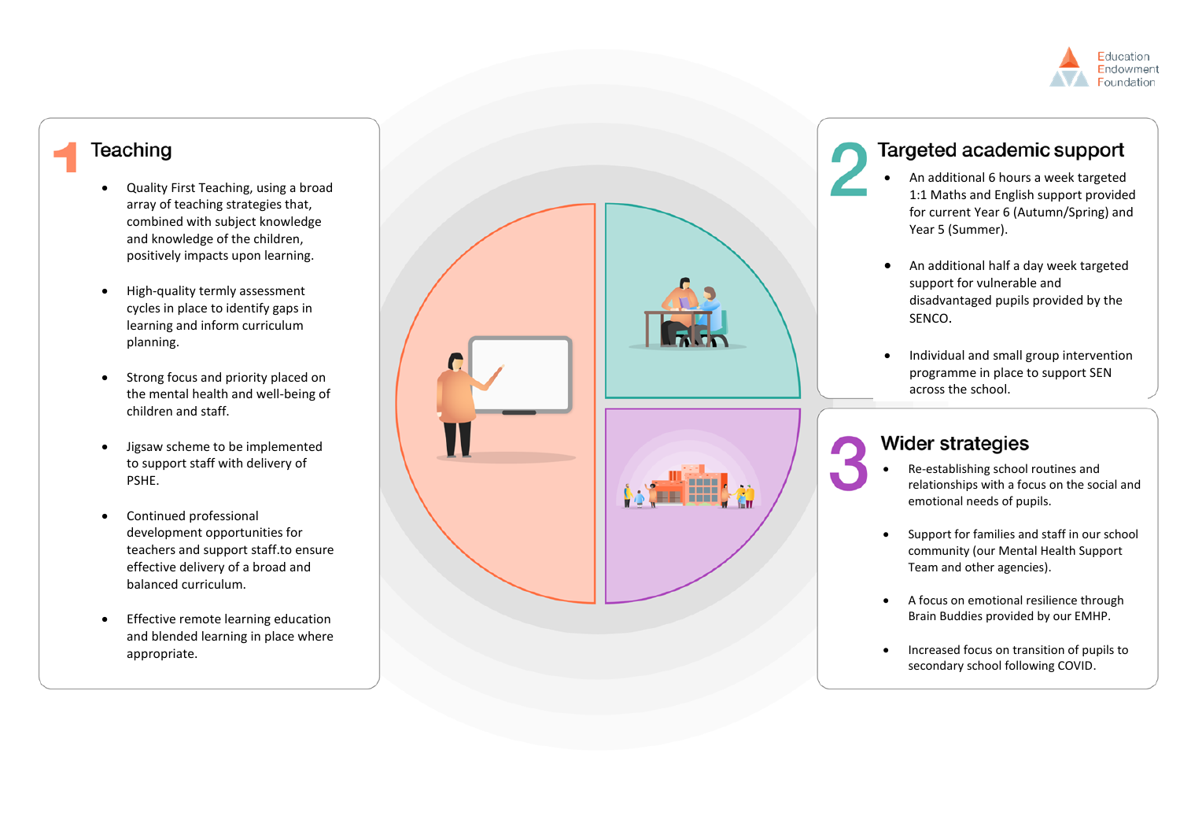Education Endowment Foundation

## 1 Teaching

- Quality First Teaching, using a broad array of teaching strategies that, combined with subject knowledge and knowledge of the children, positively impacts upon learning.
- High-quality termly assessment cycles in place to identify gaps in learning and inform curriculum planning.
- Strong focus and priority placed on the mental health and well-being of children and staff.
- Jigsaw scheme to be implemented to support staff with delivery of PSHE.
- Continued professional development opportunities for teachers and support staff.to ensure effective delivery of a broad and balanced curriculum.
- Effective remote learning education and blended learning in place where appropriate.

## 2 Targeted academic support

- An additional 6 hours a week targeted 1:1 Maths and English support provided for current Year 6 (Autumn/Spring) and Year 5 (Summer).
- An additional half a day week targeted support for vulnerable and disadvantaged pupils provided by the SENCO.
- Individual and small group intervention programme in place to support SEN across the school.

## 3 Wider strategies

- Re-establishing school routines and relationships with a focus on the social and emotional needs of pupils.
- Support for families and staff in our school community (our Mental Health Support Team and other agencies).
- A focus on emotional resilience through Brain Buddies provided by our EMHP.
- Increased focus on transition of pupils to secondary school following COVID.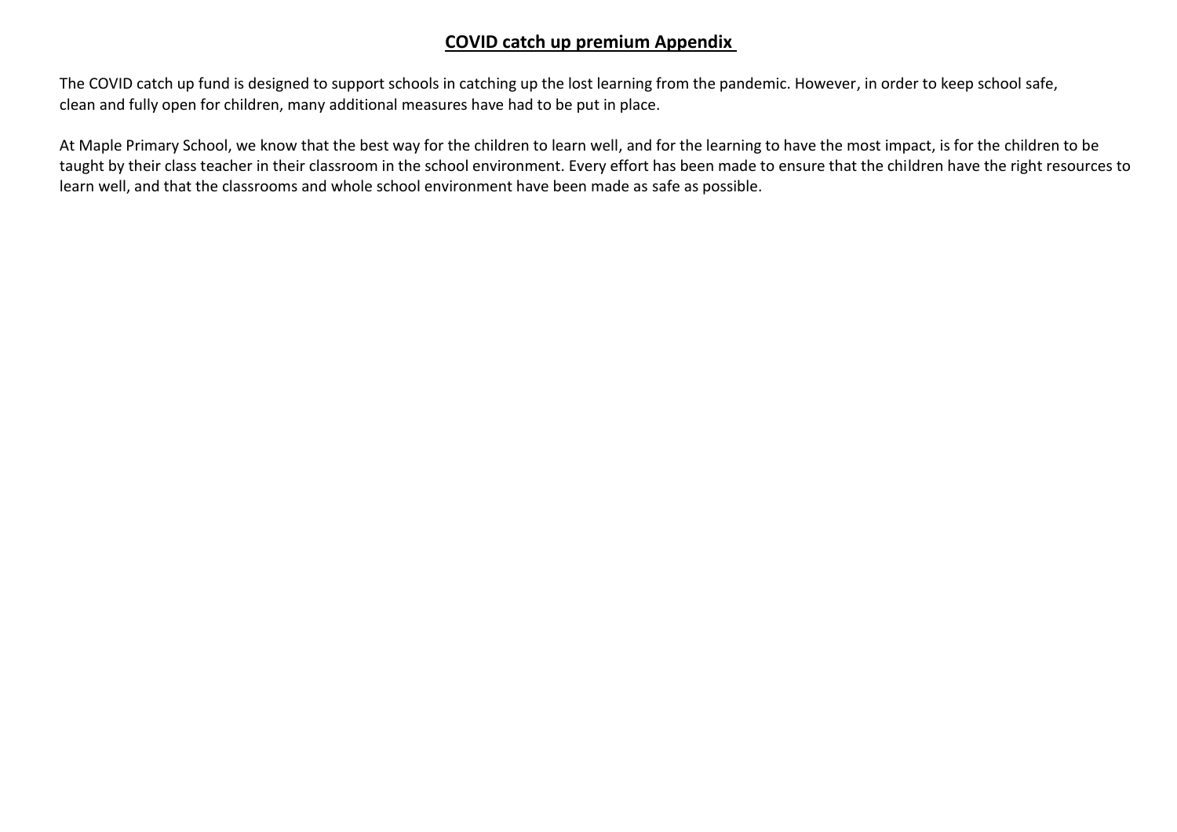# COVID catch up premium Appendix

The COVID catch up fund is designed to support schools in catching up the lost learning from the pandemic. However, in order to keep school safe, clean and fully open for children, many additional measures have had to be put in place.

At Maple Primary School, we know that the best way for the children to learn well, and for the learning to have the most impact, is for the children to be taught by their class teacher in their classroom in the school environment. Every effort has been made to ensure that the children have the right resources to learn well, and that the classrooms and whole school environment have been made as safe as possible.